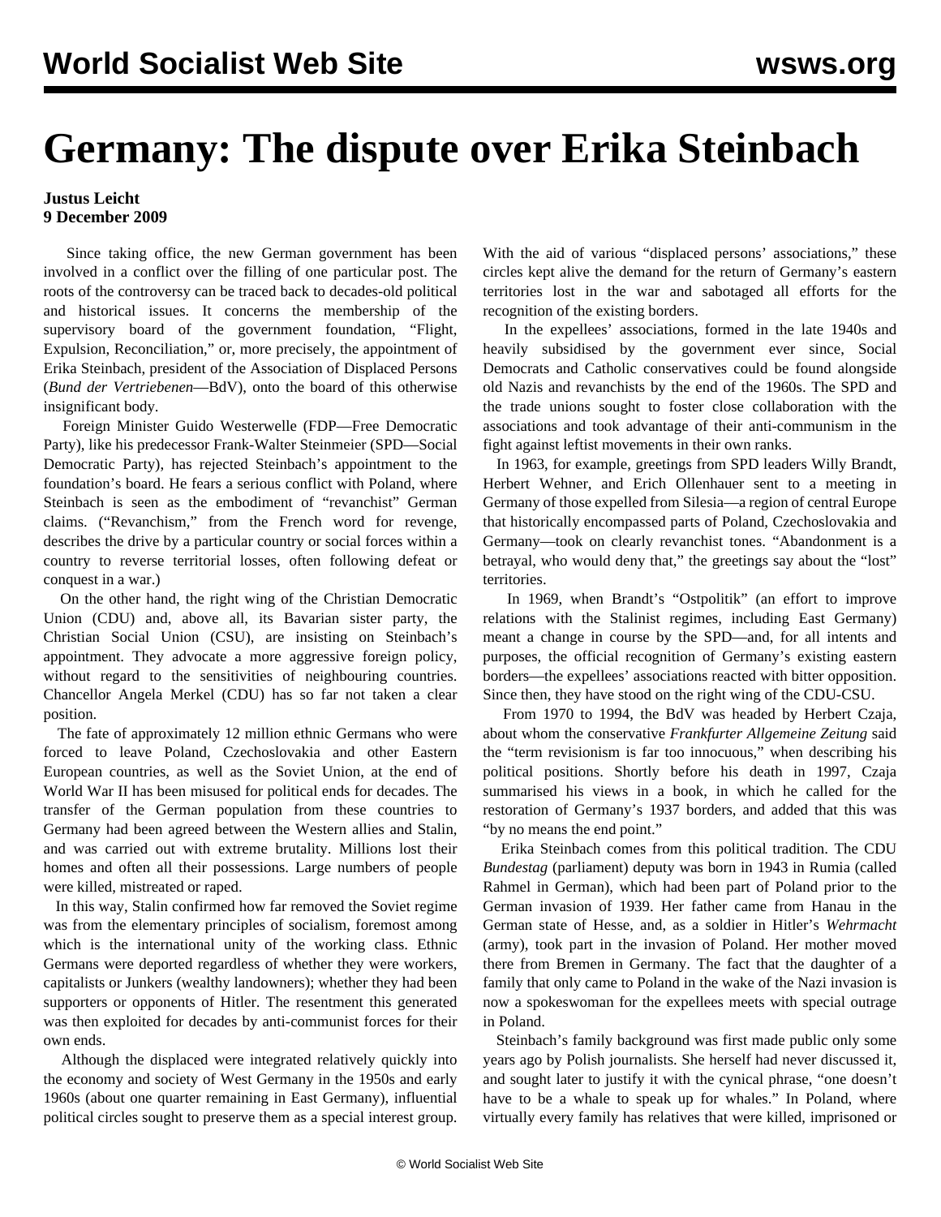# Germany: The dispute over Erika Steinbach

**Justus Leicht**
**9 December 2009**

Since taking office, the new German government has been involved in a conflict over the filling of one particular post. The roots of the controversy can be traced back to decades-old political and historical issues. It concerns the membership of the supervisory board of the government foundation, “Flight, Expulsion, Reconciliation,” or, more precisely, the appointment of Erika Steinbach, president of the Association of Displaced Persons (*Bund der Vertriebenen*—BdV), onto the board of this otherwise insignificant body.

Foreign Minister Guido Westerwelle (FDP—Free Democratic Party), like his predecessor Frank-Walter Steinmeier (SPD—Social Democratic Party), has rejected Steinbach’s appointment to the foundation’s board. He fears a serious conflict with Poland, where Steinbach is seen as the embodiment of “revanchist” German claims. (“Revanchism,” from the French word for revenge, describes the drive by a particular country or social forces within a country to reverse territorial losses, often following defeat or conquest in a war.)

On the other hand, the right wing of the Christian Democratic Union (CDU) and, above all, its Bavarian sister party, the Christian Social Union (CSU), are insisting on Steinbach’s appointment. They advocate a more aggressive foreign policy, without regard to the sensitivities of neighbouring countries. Chancellor Angela Merkel (CDU) has so far not taken a clear position.

The fate of approximately 12 million ethnic Germans who were forced to leave Poland, Czechoslovakia and other Eastern European countries, as well as the Soviet Union, at the end of World War II has been misused for political ends for decades. The transfer of the German population from these countries to Germany had been agreed between the Western allies and Stalin, and was carried out with extreme brutality. Millions lost their homes and often all their possessions. Large numbers of people were killed, mistreated or raped.

In this way, Stalin confirmed how far removed the Soviet regime was from the elementary principles of socialism, foremost among which is the international unity of the working class. Ethnic Germans were deported regardless of whether they were workers, capitalists or Junkers (wealthy landowners); whether they had been supporters or opponents of Hitler. The resentment this generated was then exploited for decades by anti-communist forces for their own ends.

Although the displaced were integrated relatively quickly into the economy and society of West Germany in the 1950s and early 1960s (about one quarter remaining in East Germany), influential political circles sought to preserve them as a special interest group. With the aid of various “displaced persons’ associations,” these circles kept alive the demand for the return of Germany’s eastern territories lost in the war and sabotaged all efforts for the recognition of the existing borders.

In the expellees’ associations, formed in the late 1940s and heavily subsidised by the government ever since, Social Democrats and Catholic conservatives could be found alongside old Nazis and revanchists by the end of the 1960s. The SPD and the trade unions sought to foster close collaboration with the associations and took advantage of their anti-communism in the fight against leftist movements in their own ranks.

In 1963, for example, greetings from SPD leaders Willy Brandt, Herbert Wehner, and Erich Ollenhauer sent to a meeting in Germany of those expelled from Silesia—a region of central Europe that historically encompassed parts of Poland, Czechoslovakia and Germany—took on clearly revanchist tones. “Abandonment is a betrayal, who would deny that,” the greetings say about the “lost” territories.

In 1969, when Brandt’s “Ostpolitik” (an effort to improve relations with the Stalinist regimes, including East Germany) meant a change in course by the SPD—and, for all intents and purposes, the official recognition of Germany’s existing eastern borders—the expellees’ associations reacted with bitter opposition. Since then, they have stood on the right wing of the CDU-CSU.

From 1970 to 1994, the BdV was headed by Herbert Czaja, about whom the conservative *Frankfurter Allgemeine Zeitung* said the “term revisionism is far too innocuous,” when describing his political positions. Shortly before his death in 1997, Czaja summarised his views in a book, in which he called for the restoration of Germany’s 1937 borders, and added that this was “by no means the end point.”

Erika Steinbach comes from this political tradition. The CDU *Bundestag* (parliament) deputy was born in 1943 in Rumia (called Rahmel in German), which had been part of Poland prior to the German invasion of 1939. Her father came from Hanau in the German state of Hesse, and, as a soldier in Hitler’s *Wehrmacht* (army), took part in the invasion of Poland. Her mother moved there from Bremen in Germany. The fact that the daughter of a family that only came to Poland in the wake of the Nazi invasion is now a spokeswoman for the expellees meets with special outrage in Poland.

Steinbach’s family background was first made public only some years ago by Polish journalists. She herself had never discussed it, and sought later to justify it with the cynical phrase, “one doesn’t have to be a whale to speak up for whales.” In Poland, where virtually every family has relatives that were killed, imprisoned or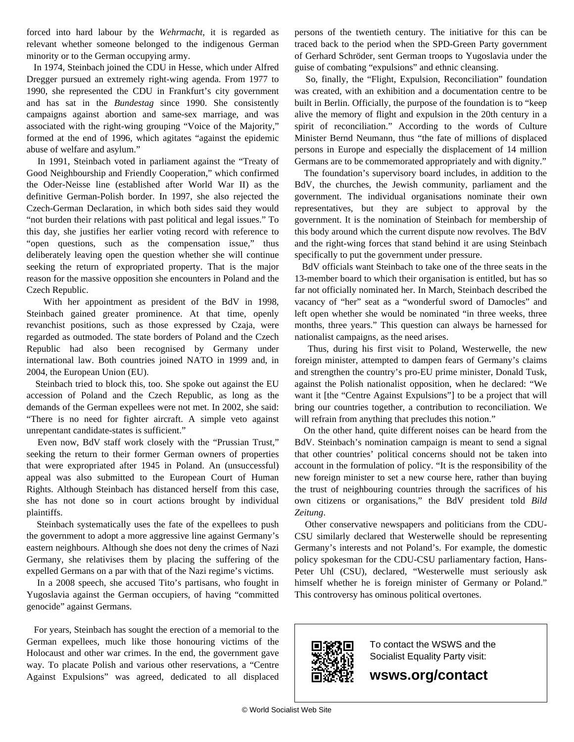forced into hard labour by the *Wehrmacht*, it is regarded as relevant whether someone belonged to the indigenous German minority or to the German occupying army.

In 1974, Steinbach joined the CDU in Hesse, which under Alfred Dregger pursued an extremely right-wing agenda. From 1977 to 1990, she represented the CDU in Frankfurt's city government and has sat in the *Bundestag* since 1990. She consistently campaigns against abortion and same-sex marriage, and was associated with the right-wing grouping "Voice of the Majority," formed at the end of 1996, which agitates "against the epidemic abuse of welfare and asylum."

In 1991, Steinbach voted in parliament against the "Treaty of Good Neighbourship and Friendly Cooperation," which confirmed the Oder-Neisse line (established after World War II) as the definitive German-Polish border. In 1997, she also rejected the Czech-German Declaration, in which both sides said they would "not burden their relations with past political and legal issues." To this day, she justifies her earlier voting record with reference to "open questions, such as the compensation issue," thus deliberately leaving open the question whether she will continue seeking the return of expropriated property. That is the major reason for the massive opposition she encounters in Poland and the Czech Republic.

With her appointment as president of the BdV in 1998, Steinbach gained greater prominence. At that time, openly revanchist positions, such as those expressed by Czaja, were regarded as outmoded. The state borders of Poland and the Czech Republic had also been recognised by Germany under international law. Both countries joined NATO in 1999 and, in 2004, the European Union (EU).

Steinbach tried to block this, too. She spoke out against the EU accession of Poland and the Czech Republic, as long as the demands of the German expellees were not met. In 2002, she said: "There is no need for fighter aircraft. A simple veto against unrepentant candidate-states is sufficient."

Even now, BdV staff work closely with the "Prussian Trust," seeking the return to their former German owners of properties that were expropriated after 1945 in Poland. An (unsuccessful) appeal was also submitted to the European Court of Human Rights. Although Steinbach has distanced herself from this case, she has not done so in court actions brought by individual plaintiffs.

Steinbach systematically uses the fate of the expellees to push the government to adopt a more aggressive line against Germany's eastern neighbours. Although she does not deny the crimes of Nazi Germany, she relativises them by placing the suffering of the expelled Germans on a par with that of the Nazi regime's victims.

In a 2008 speech, she accused Tito's partisans, who fought in Yugoslavia against the German occupiers, of having "committed genocide" against Germans.

For years, Steinbach has sought the erection of a memorial to the German expellees, much like those honouring victims of the Holocaust and other war crimes. In the end, the government gave way. To placate Polish and various other reservations, a "Centre Against Expulsions" was agreed, dedicated to all displaced persons of the twentieth century. The initiative for this can be traced back to the period when the SPD-Green Party government of Gerhard Schröder, sent German troops to Yugoslavia under the guise of combating "expulsions" and ethnic cleansing.

So, finally, the "Flight, Expulsion, Reconciliation" foundation was created, with an exhibition and a documentation centre to be built in Berlin. Officially, the purpose of the foundation is to "keep alive the memory of flight and expulsion in the 20th century in a spirit of reconciliation." According to the words of Culture Minister Bernd Neumann, thus "the fate of millions of displaced persons in Europe and especially the displacement of 14 million Germans are to be commemorated appropriately and with dignity."

The foundation's supervisory board includes, in addition to the BdV, the churches, the Jewish community, parliament and the government. The individual organisations nominate their own representatives, but they are subject to approval by the government. It is the nomination of Steinbach for membership of this body around which the current dispute now revolves. The BdV and the right-wing forces that stand behind it are using Steinbach specifically to put the government under pressure.

BdV officials want Steinbach to take one of the three seats in the 13-member board to which their organisation is entitled, but has so far not officially nominated her. In March, Steinbach described the vacancy of "her" seat as a "wonderful sword of Damocles" and left open whether she would be nominated "in three weeks, three months, three years." This question can always be harnessed for nationalist campaigns, as the need arises.

Thus, during his first visit to Poland, Westerwelle, the new foreign minister, attempted to dampen fears of Germany's claims and strengthen the country's pro-EU prime minister, Donald Tusk, against the Polish nationalist opposition, when he declared: "We want it [the "Centre Against Expulsions"] to be a project that will bring our countries together, a contribution to reconciliation. We will refrain from anything that precludes this notion."

On the other hand, quite different noises can be heard from the BdV. Steinbach's nomination campaign is meant to send a signal that other countries' political concerns should not be taken into account in the formulation of policy. "It is the responsibility of the new foreign minister to set a new course here, rather than buying the trust of neighbouring countries through the sacrifices of his own citizens or organisations," the BdV president told *Bild Zeitung*.

Other conservative newspapers and politicians from the CDU-CSU similarly declared that Westerwelle should be representing Germany's interests and not Poland's. For example, the domestic policy spokesman for the CDU-CSU parliamentary faction, Hans-Peter Uhl (CSU), declared, "Westerwelle must seriously ask himself whether he is foreign minister of Germany or Poland." This controversy has ominous political overtones.

To contact the WSWS and the Socialist Equality Party visit:

**wsws.org/contact**